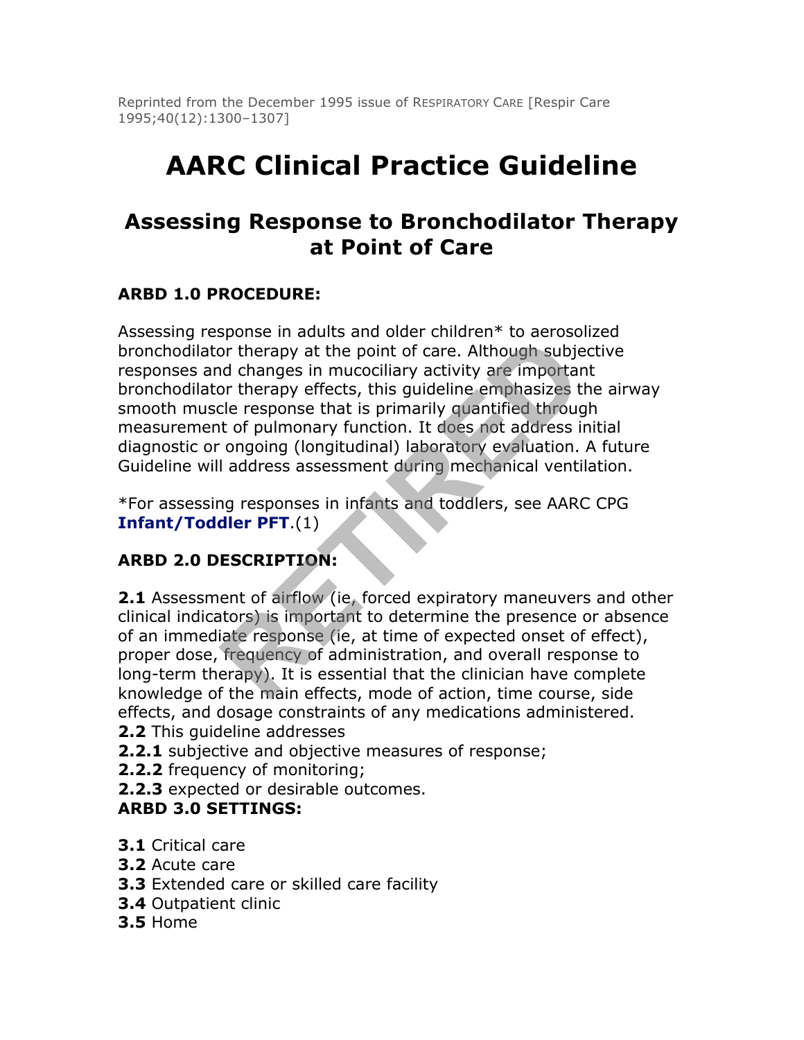Reprinted from the December 1995 issue of RESPIRATORY CARE [Respir Care 1995;40(12):1300–1307]

# AARC Clinical Practice Guideline

## Assessing Response to Bronchodilator Therapy at Point of Care

### ARBD 1.0 PROCEDURE:

Assessing response in adults and older children* to aerosolized bronchodilator therapy at the point of care. Although subjective responses and changes in mucociliary activity are important bronchodilator therapy effects, this guideline emphasizes the airway smooth muscle response that is primarily quantified through measurement of pulmonary function. It does not address initial diagnostic or ongoing (longitudinal) laboratory evaluation. A future Guideline will address assessment during mechanical ventilation.

*For assessing responses in infants and toddlers, see AARC CPG **Infant/Toddler PFT**.(1)

### ARBD 2.0 DESCRIPTION:

**2.1** Assessment of airflow (ie, forced expiratory maneuvers and other clinical indicators) is important to determine the presence or absence of an immediate response (ie, at time of expected onset of effect), proper dose, frequency of administration, and overall response to long-term therapy). It is essential that the clinician have complete knowledge of the main effects, mode of action, time course, side effects, and dosage constraints of any medications administered.
**2.2** This guideline addresses
**2.2.1** subjective and objective measures of response;
**2.2.2** frequency of monitoring;
**2.2.3** expected or desirable outcomes.

### ARBD 3.0 SETTINGS:

**3.1** Critical care
**3.2** Acute care
**3.3** Extended care or skilled care facility
**3.4** Outpatient clinic
**3.5** Home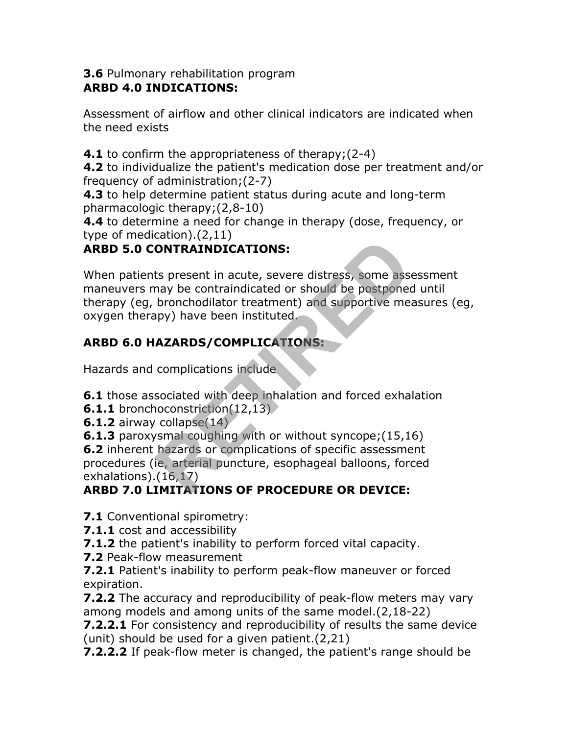**3.6** Pulmonary rehabilitation program

**ARBD 4.0 INDICATIONS:**

Assessment of airflow and other clinical indicators are indicated when the need exists

**4.1** to confirm the appropriateness of therapy;(2-4)
**4.2** to individualize the patient's medication dose per treatment and/or frequency of administration;(2-7)
**4.3** to help determine patient status during acute and long-term pharmacologic therapy;(2,8-10)
**4.4** to determine a need for change in therapy (dose, frequency, or type of medication).(2,11)

**ARBD 5.0 CONTRAINDICATIONS:**

When patients present in acute, severe distress, some assessment maneuvers may be contraindicated or should be postponed until therapy (eg, bronchodilator treatment) and supportive measures (eg, oxygen therapy) have been instituted.

**ARBD 6.0 HAZARDS/COMPLICATIONS:**

Hazards and complications include

**6.1** those associated with deep inhalation and forced exhalation
**6.1.1** bronchoconstriction(12,13)
**6.1.2** airway collapse(14)
**6.1.3** paroxysmal coughing with or without syncope;(15,16)
**6.2** inherent hazards or complications of specific assessment procedures (ie, arterial puncture, esophageal balloons, forced exhalations).(16,17)

**ARBD 7.0 LIMITATIONS OF PROCEDURE OR DEVICE:**

**7.1** Conventional spirometry:
**7.1.1** cost and accessibility
**7.1.2** the patient's inability to perform forced vital capacity.
**7.2** Peak-flow measurement
**7.2.1** Patient's inability to perform peak-flow maneuver or forced expiration.
**7.2.2** The accuracy and reproducibility of peak-flow meters may vary among models and among units of the same model.(2,18-22)
**7.2.2.1** For consistency and reproducibility of results the same device (unit) should be used for a given patient.(2,21)
**7.2.2.2** If peak-flow meter is changed, the patient's range should be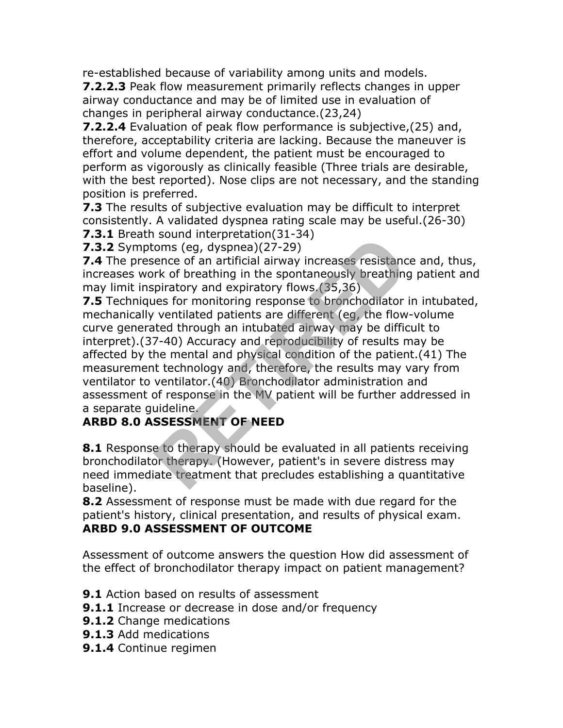re-established because of variability among units and models.

**7.2.2.3** Peak flow measurement primarily reflects changes in upper airway conductance and may be of limited use in evaluation of changes in peripheral airway conductance.(23,24)

**7.2.2.4** Evaluation of peak flow performance is subjective,(25) and, therefore, acceptability criteria are lacking. Because the maneuver is effort and volume dependent, the patient must be encouraged to perform as vigorously as clinically feasible (Three trials are desirable, with the best reported). Nose clips are not necessary, and the standing position is preferred.

**7.3** The results of subjective evaluation may be difficult to interpret consistently. A validated dyspnea rating scale may be useful.(26-30)

**7.3.1** Breath sound interpretation(31-34)

**7.3.2** Symptoms (eg, dyspnea)(27-29)

**7.4** The presence of an artificial airway increases resistance and, thus, increases work of breathing in the spontaneously breathing patient and may limit inspiratory and expiratory flows.(35,36)

**7.5** Techniques for monitoring response to bronchodilator in intubated, mechanically ventilated patients are different (eg, the flow-volume curve generated through an intubated airway may be difficult to interpret).(37-40) Accuracy and reproducibility of results may be affected by the mental and physical condition of the patient.(41) The measurement technology and, therefore, the results may vary from ventilator to ventilator.(40) Bronchodilator administration and assessment of response in the MV patient will be further addressed in a separate guideline.

## ARBD 8.0 ASSESSMENT OF NEED

**8.1** Response to therapy should be evaluated in all patients receiving bronchodilator therapy. (However, patient's in severe distress may need immediate treatment that precludes establishing a quantitative baseline).

**8.2** Assessment of response must be made with due regard for the patient's history, clinical presentation, and results of physical exam.

## ARBD 9.0 ASSESSMENT OF OUTCOME

Assessment of outcome answers the question How did assessment of the effect of bronchodilator therapy impact on patient management?

**9.1** Action based on results of assessment

**9.1.1** Increase or decrease in dose and/or frequency

**9.1.2** Change medications

**9.1.3** Add medications

**9.1.4** Continue regimen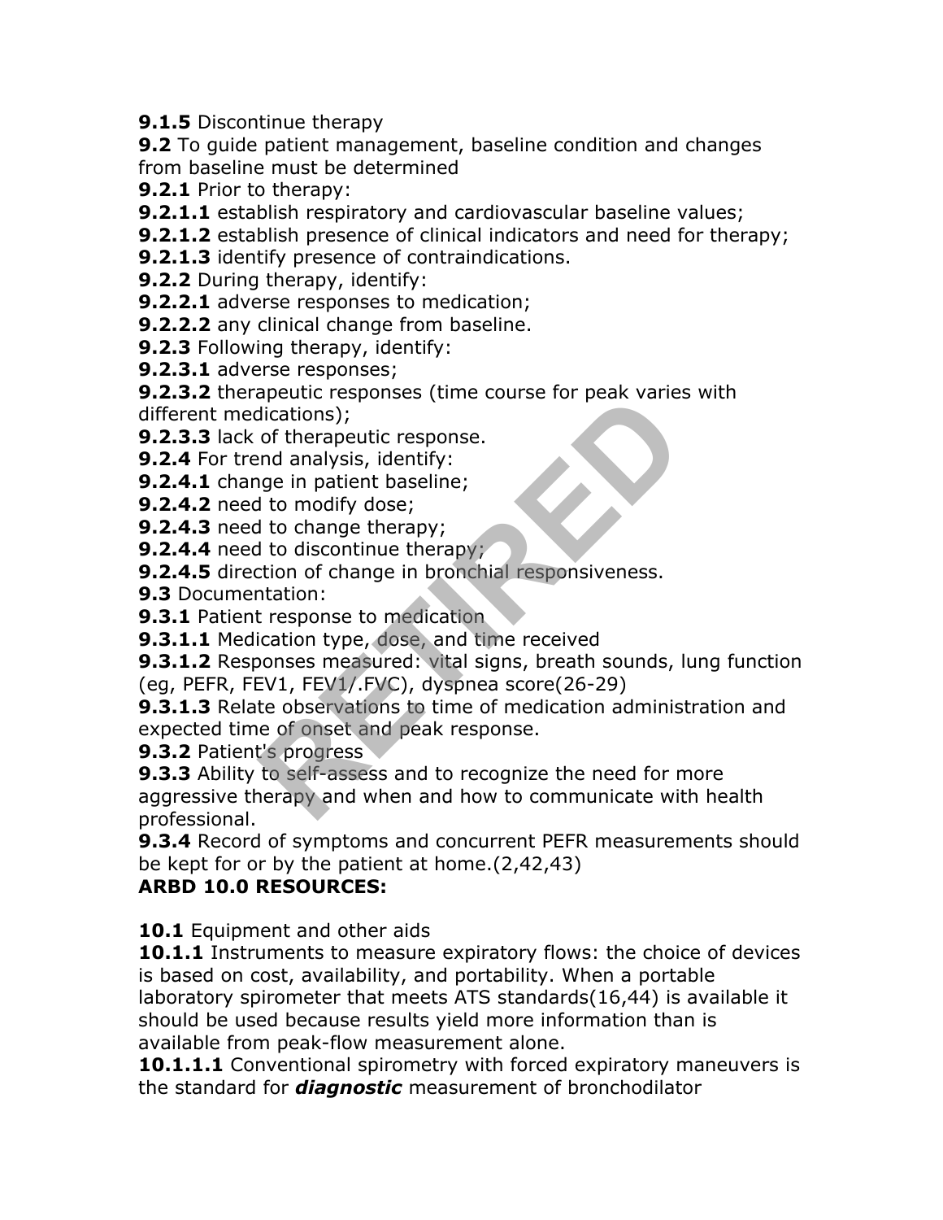**9.1.5** Discontinue therapy

**9.2** To guide patient management, baseline condition and changes from baseline must be determined

**9.2.1** Prior to therapy:

**9.2.1.1** establish respiratory and cardiovascular baseline values;

**9.2.1.2** establish presence of clinical indicators and need for therapy;

**9.2.1.3** identify presence of contraindications.

**9.2.2** During therapy, identify:

**9.2.2.1** adverse responses to medication;

**9.2.2.2** any clinical change from baseline.

**9.2.3** Following therapy, identify:

**9.2.3.1** adverse responses;

**9.2.3.2** therapeutic responses (time course for peak varies with different medications);

**9.2.3.3** lack of therapeutic response.

**9.2.4** For trend analysis, identify:

**9.2.4.1** change in patient baseline;

**9.2.4.2** need to modify dose;

**9.2.4.3** need to change therapy;

**9.2.4.4** need to discontinue therapy;

**9.2.4.5** direction of change in bronchial responsiveness.

**9.3** Documentation:

**9.3.1** Patient response to medication

**9.3.1.1** Medication type, dose, and time received

**9.3.1.2** Responses measured: vital signs, breath sounds, lung function (eg, PEFR, $FEV_1$, $FEV_1$/.FVC), dyspnea score(26-29)

**9.3.1.3** Relate observations to time of medication administration and expected time of onset and peak response.

**9.3.2** Patient's progress

**9.3.3** Ability to self-assess and to recognize the need for more aggressive therapy and when and how to communicate with health professional.

**9.3.4** Record of symptoms and concurrent PEFR measurements should be kept for or by the patient at home.(2,42,43)

**ARBD 10.0 RESOURCES:**

**10.1** Equipment and other aids

**10.1.1** Instruments to measure expiratory flows: the choice of devices is based on cost, availability, and portability. When a portable laboratory spirometer that meets ATS standards(16,44) is available it should be used because results yield more information than is available from peak-flow measurement alone.

**10.1.1.1** Conventional spirometry with forced expiratory maneuvers is the standard for ***diagnostic*** measurement of bronchodilator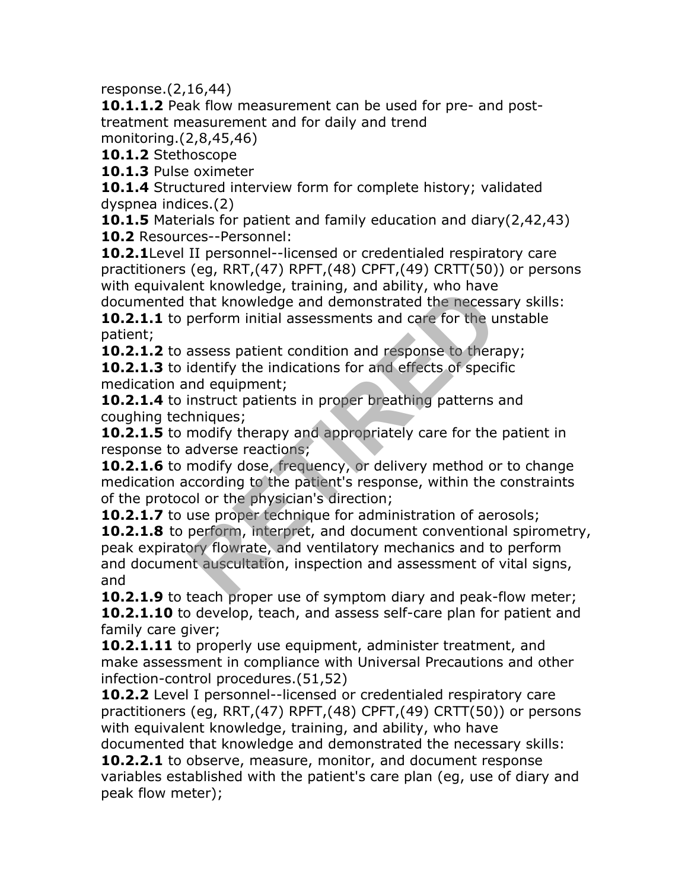response.(2,16,44)

**10.1.1.2** Peak flow measurement can be used for pre- and post-treatment measurement and for daily and trend monitoring.(2,8,45,46)

**10.1.2** Stethoscope

**10.1.3** Pulse oximeter

**10.1.4** Structured interview form for complete history; validated dyspnea indices.(2)

**10.1.5** Materials for patient and family education and diary(2,42,43)

**10.2** Resources--Personnel:

**10.2.1**Level II personnel--licensed or credentialed respiratory care practitioners (eg, RRT,(47) RPFT,(48) CPFT,(49) CRTT(50)) or persons with equivalent knowledge, training, and ability, who have documented that knowledge and demonstrated the necessary skills:

**10.2.1.1** to perform initial assessments and care for the unstable patient;

**10.2.1.2** to assess patient condition and response to therapy;

**10.2.1.3** to identify the indications for and effects of specific medication and equipment;

**10.2.1.4** to instruct patients in proper breathing patterns and coughing techniques;

**10.2.1.5** to modify therapy and appropriately care for the patient in response to adverse reactions;

**10.2.1.6** to modify dose, frequency, or delivery method or to change medication according to the patient's response, within the constraints of the protocol or the physician's direction;

**10.2.1.7** to use proper technique for administration of aerosols;

**10.2.1.8** to perform, interpret, and document conventional spirometry, peak expiratory flowrate, and ventilatory mechanics and to perform and document auscultation, inspection and assessment of vital signs, and

**10.2.1.9** to teach proper use of symptom diary and peak-flow meter;

**10.2.1.10** to develop, teach, and assess self-care plan for patient and family care giver;

**10.2.1.11** to properly use equipment, administer treatment, and make assessment in compliance with Universal Precautions and other infection-control procedures.(51,52)

**10.2.2** Level I personnel--licensed or credentialed respiratory care practitioners (eg, RRT,(47) RPFT,(48) CPFT,(49) CRTT(50)) or persons with equivalent knowledge, training, and ability, who have documented that knowledge and demonstrated the necessary skills:

**10.2.2.1** to observe, measure, monitor, and document response variables established with the patient's care plan (eg, use of diary and peak flow meter);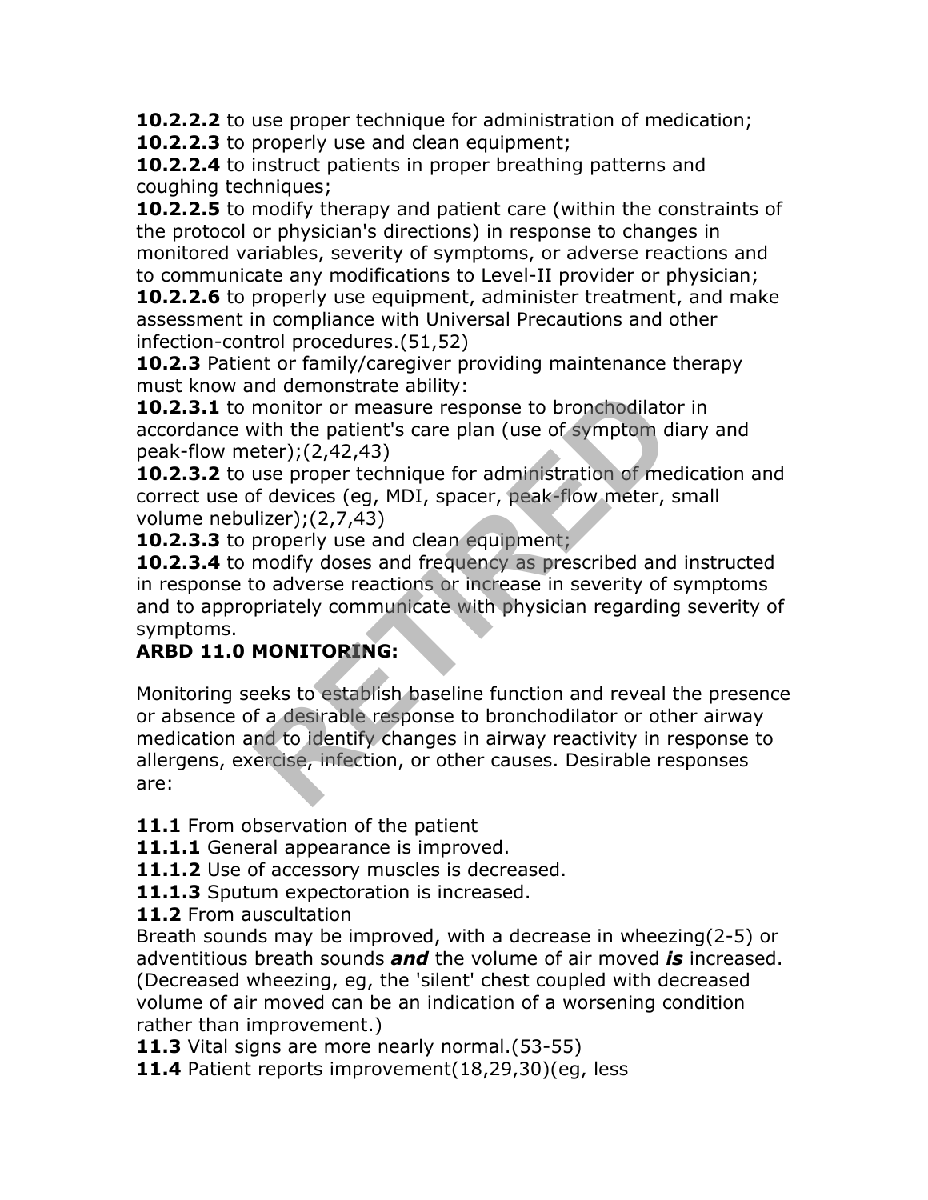**10.2.2.2** to use proper technique for administration of medication;
**10.2.2.3** to properly use and clean equipment;
**10.2.2.4** to instruct patients in proper breathing patterns and coughing techniques;
**10.2.2.5** to modify therapy and patient care (within the constraints of the protocol or physician's directions) in response to changes in monitored variables, severity of symptoms, or adverse reactions and to communicate any modifications to Level-II provider or physician;
**10.2.2.6** to properly use equipment, administer treatment, and make assessment in compliance with Universal Precautions and other infection-control procedures.(51,52)
**10.2.3** Patient or family/caregiver providing maintenance therapy must know and demonstrate ability:
**10.2.3.1** to monitor or measure response to bronchodilator in accordance with the patient's care plan (use of symptom diary and peak-flow meter);(2,42,43)
**10.2.3.2** to use proper technique for administration of medication and correct use of devices (eg, MDI, spacer, peak-flow meter, small volume nebulizer);(2,7,43)
**10.2.3.3** to properly use and clean equipment;
**10.2.3.4** to modify doses and frequency as prescribed and instructed in response to adverse reactions or increase in severity of symptoms and to appropriately communicate with physician regarding severity of symptoms.

**ARBD 11.0 MONITORING:**

Monitoring seeks to establish baseline function and reveal the presence or absence of a desirable response to bronchodilator or other airway medication and to identify changes in airway reactivity in response to allergens, exercise, infection, or other causes. Desirable responses are:

**11.1** From observation of the patient
**11.1.1** General appearance is improved.
**11.1.2** Use of accessory muscles is decreased.
**11.1.3** Sputum expectoration is increased.
**11.2** From auscultation
Breath sounds may be improved, with a decrease in wheezing(2-5) or adventitious breath sounds ***and*** the volume of air moved ***is*** increased. (Decreased wheezing, eg, the 'silent' chest coupled with decreased volume of air moved can be an indication of a worsening condition rather than improvement.)
**11.3** Vital signs are more nearly normal.(53-55)
**11.4** Patient reports improvement(18,29,30)(eg, less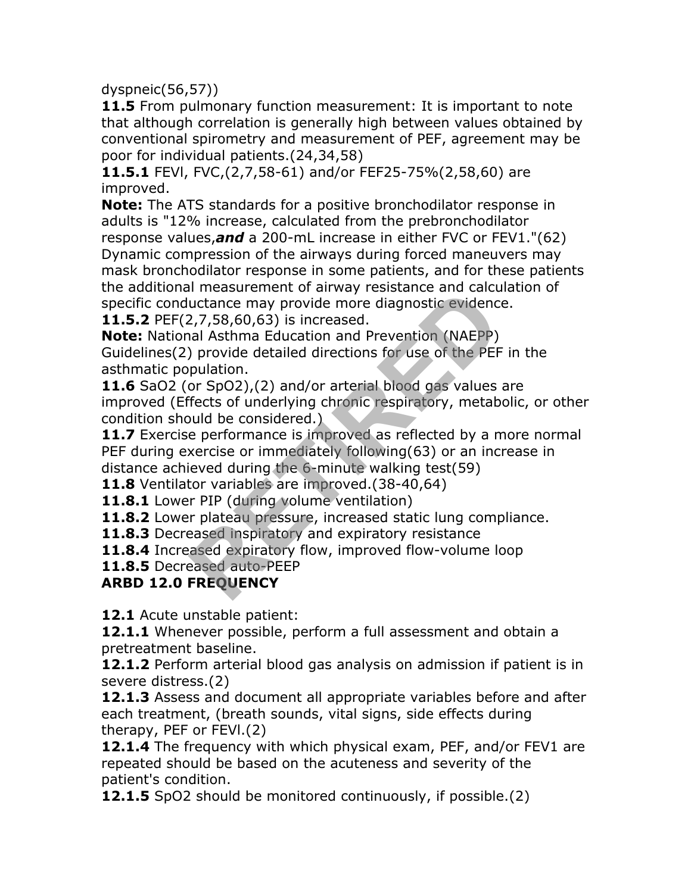dyspneic(56,57))

**11.5** From pulmonary function measurement: It is important to note that although correlation is generally high between values obtained by conventional spirometry and measurement of PEF, agreement may be poor for individual patients.(24,34,58)

**11.5.1** FEVl, FVC,(2,7,58-61) and/or FEF25-75%(2,58,60) are improved.

**Note:** The ATS standards for a positive bronchodilator response in adults is "12% increase, calculated from the prebronchodilator response values,***and*** a 200-mL increase in either FVC or FEV1."(62) Dynamic compression of the airways during forced maneuvers may mask bronchodilator response in some patients, and for these patients the additional measurement of airway resistance and calculation of specific conductance may provide more diagnostic evidence.

**11.5.2** PEF(2,7,58,60,63) is increased.

**Note:** National Asthma Education and Prevention (NAEPP) Guidelines(2) provide detailed directions for use of the PEF in the asthmatic population.

**11.6** $SaO_2$ (or $SpO_2$),(2) and/or arterial blood gas values are improved (Effects of underlying chronic respiratory, metabolic, or other condition should be considered.)

**11.7** Exercise performance is improved as reflected by a more normal PEF during exercise or immediately following(63) or an increase in distance achieved during the 6-minute walking test(59)

**11.8** Ventilator variables are improved.(38-40,64)

**11.8.1** Lower PIP (during volume ventilation)

**11.8.2** Lower plateau pressure, increased static lung compliance.

**11.8.3** Decreased inspiratory and expiratory resistance

**11.8.4** Increased expiratory flow, improved flow-volume loop

**11.8.5** Decreased auto-PEEP

**ARBD 12.0 FREQUENCY**

**12.1** Acute unstable patient:

**12.1.1** Whenever possible, perform a full assessment and obtain a pretreatment baseline.

**12.1.2** Perform arterial blood gas analysis on admission if patient is in severe distress.(2)

**12.1.3** Assess and document all appropriate variables before and after each treatment, (breath sounds, vital signs, side effects during therapy, PEF or FEVl.(2)

**12.1.4** The frequency with which physical exam, PEF, and/or FEV1 are repeated should be based on the acuteness and severity of the patient's condition.

**12.1.5** $SpO_2$ should be monitored continuously, if possible.(2)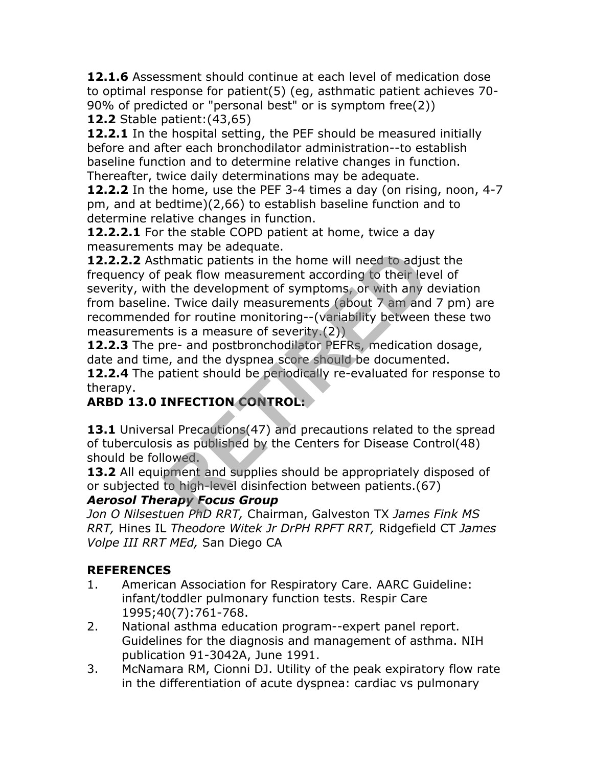**12.1.6** Assessment should continue at each level of medication dose to optimal response for patient(5) (eg, asthmatic patient achieves 70-90% of predicted or "personal best" or is symptom free(2))

**12.2** Stable patient:(43,65)

**12.2.1** In the hospital setting, the PEF should be measured initially before and after each bronchodilator administration--to establish baseline function and to determine relative changes in function. Thereafter, twice daily determinations may be adequate.

**12.2.2** In the home, use the PEF 3-4 times a day (on rising, noon, 4-7 pm, and at bedtime)(2,66) to establish baseline function and to determine relative changes in function.

**12.2.2.1** For the stable COPD patient at home, twice a day measurements may be adequate.

**12.2.2.2** Asthmatic patients in the home will need to adjust the frequency of peak flow measurement according to their level of severity, with the development of symptoms, or with any deviation from baseline. Twice daily measurements (about 7 am and 7 pm) are recommended for routine monitoring--(variability between these two measurements is a measure of severity.(2))

**12.2.3** The pre- and postbronchodilator PEFRs, medication dosage, date and time, and the dyspnea score should be documented.

**12.2.4** The patient should be periodically re-evaluated for response to therapy.

## ARBD 13.0 INFECTION CONTROL:

**13.1** Universal Precautions(47) and precautions related to the spread of tuberculosis as published by the Centers for Disease Control(48) should be followed.

**13.2** All equipment and supplies should be appropriately disposed of or subjected to high-level disinfection between patients.(67)

***Aerosol Therapy Focus Group***

*Jon O Nilsestuen PhD RRT,* Chairman, Galveston TX *James Fink MS RRT,* Hines IL *Theodore Witek Jr DrPH RPFT RRT,* Ridgefield CT *James Volpe III RRT MEd,* San Diego CA

## REFERENCES

1. American Association for Respiratory Care. AARC Guideline: infant/toddler pulmonary function tests. Respir Care 1995;40(7):761-768.
2. National asthma education program--expert panel report. Guidelines for the diagnosis and management of asthma. NIH publication 91-3042A, June 1991.
3. McNamara RM, Cionni DJ. Utility of the peak expiratory flow rate in the differentiation of acute dyspnea: cardiac vs pulmonary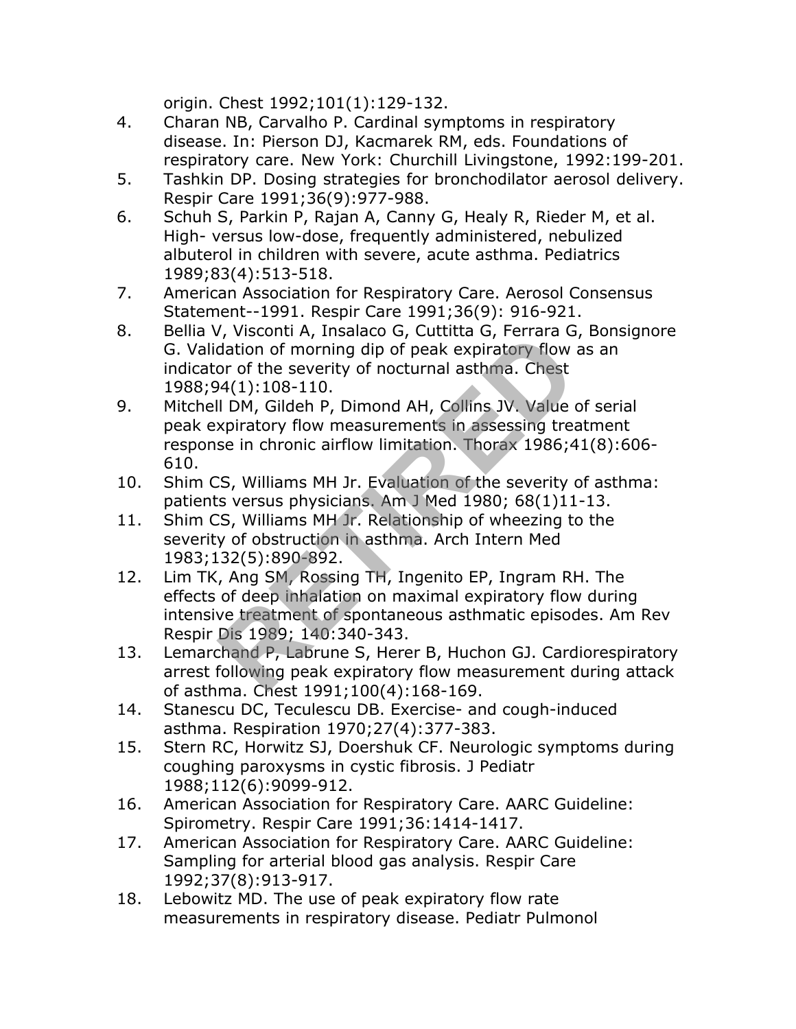origin. Chest 1992;101(1):129-132.

4. Charan NB, Carvalho P. Cardinal symptoms in respiratory disease. In: Pierson DJ, Kacmarek RM, eds. Foundations of respiratory care. New York: Churchill Livingstone, 1992:199-201.
5. Tashkin DP. Dosing strategies for bronchodilator aerosol delivery. Respir Care 1991;36(9):977-988.
6. Schuh S, Parkin P, Rajan A, Canny G, Healy R, Rieder M, et al. High- versus low-dose, frequently administered, nebulized albuterol in children with severe, acute asthma. Pediatrics 1989;83(4):513-518.
7. American Association for Respiratory Care. Aerosol Consensus Statement--1991. Respir Care 1991;36(9): 916-921.
8. Bellia V, Visconti A, Insalaco G, Cuttitta G, Ferrara G, Bonsignore G. Validation of morning dip of peak expiratory flow as an indicator of the severity of nocturnal asthma. Chest 1988;94(1):108-110.
9. Mitchell DM, Gildeh P, Dimond AH, Collins JV. Value of serial peak expiratory flow measurements in assessing treatment response in chronic airflow limitation. Thorax 1986;41(8):606-610.
10. Shim CS, Williams MH Jr. Evaluation of the severity of asthma: patients versus physicians. Am J Med 1980; 68(1)11-13.
11. Shim CS, Williams MH Jr. Relationship of wheezing to the severity of obstruction in asthma. Arch Intern Med 1983;132(5):890-892.
12. Lim TK, Ang SM, Rossing TH, Ingenito EP, Ingram RH. The effects of deep inhalation on maximal expiratory flow during intensive treatment of spontaneous asthmatic episodes. Am Rev Respir Dis 1989; 140:340-343.
13. Lemarchand P, Labrune S, Herer B, Huchon GJ. Cardiorespiratory arrest following peak expiratory flow measurement during attack of asthma. Chest 1991;100(4):168-169.
14. Stanescu DC, Teculescu DB. Exercise- and cough-induced asthma. Respiration 1970;27(4):377-383.
15. Stern RC, Horwitz SJ, Doershuk CF. Neurologic symptoms during coughing paroxysms in cystic fibrosis. J Pediatr 1988;112(6):9099-912.
16. American Association for Respiratory Care. AARC Guideline: Spirometry. Respir Care 1991;36:1414-1417.
17. American Association for Respiratory Care. AARC Guideline: Sampling for arterial blood gas analysis. Respir Care 1992;37(8):913-917.
18. Lebowitz MD. The use of peak expiratory flow rate measurements in respiratory disease. Pediatr Pulmonol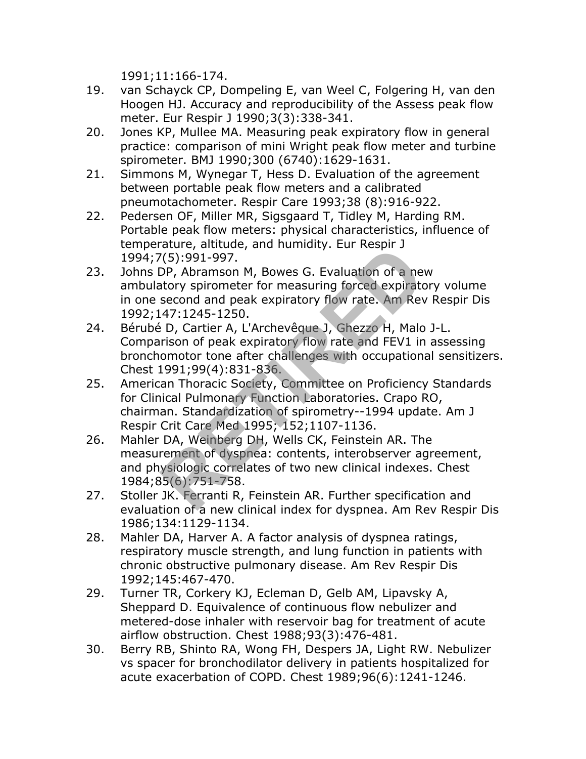1991;11:166-174.

19. van Schayck CP, Dompeling E, van Weel C, Folgering H, van den Hoogen HJ. Accuracy and reproducibility of the Assess peak flow meter. Eur Respir J 1990;3(3):338-341.
20. Jones KP, Mullee MA. Measuring peak expiratory flow in general practice: comparison of mini Wright peak flow meter and turbine spirometer. BMJ 1990;300 (6740):1629-1631.
21. Simmons M, Wynegar T, Hess D. Evaluation of the agreement between portable peak flow meters and a calibrated pneumotachometer. Respir Care 1993;38 (8):916-922.
22. Pedersen OF, Miller MR, Sigsgaard T, Tidley M, Harding RM. Portable peak flow meters: physical characteristics, influence of temperature, altitude, and humidity. Eur Respir J 1994;7(5):991-997.
23. Johns DP, Abramson M, Bowes G. Evaluation of a new ambulatory spirometer for measuring forced expiratory volume in one second and peak expiratory flow rate. Am Rev Respir Dis 1992;147:1245-1250.
24. Bérubé D, Cartier A, L'Archevêque J, Ghezzo H, Malo J-L. Comparison of peak expiratory flow rate and FEV1 in assessing bronchomotor tone after challenges with occupational sensitizers. Chest 1991;99(4):831-836.
25. American Thoracic Society, Committee on Proficiency Standards for Clinical Pulmonary Function Laboratories. Crapo RO, chairman. Standardization of spirometry--1994 update. Am J Respir Crit Care Med 1995; 152;1107-1136.
26. Mahler DA, Weinberg DH, Wells CK, Feinstein AR. The measurement of dyspnea: contents, interobserver agreement, and physiologic correlates of two new clinical indexes. Chest 1984;85(6):751-758.
27. Stoller JK. Ferranti R, Feinstein AR. Further specification and evaluation of a new clinical index for dyspnea. Am Rev Respir Dis 1986;134:1129-1134.
28. Mahler DA, Harver A. A factor analysis of dyspnea ratings, respiratory muscle strength, and lung function in patients with chronic obstructive pulmonary disease. Am Rev Respir Dis 1992;145:467-470.
29. Turner TR, Corkery KJ, Ecleman D, Gelb AM, Lipavsky A, Sheppard D. Equivalence of continuous flow nebulizer and metered-dose inhaler with reservoir bag for treatment of acute airflow obstruction. Chest 1988;93(3):476-481.
30. Berry RB, Shinto RA, Wong FH, Despers JA, Light RW. Nebulizer vs spacer for bronchodilator delivery in patients hospitalized for acute exacerbation of COPD. Chest 1989;96(6):1241-1246.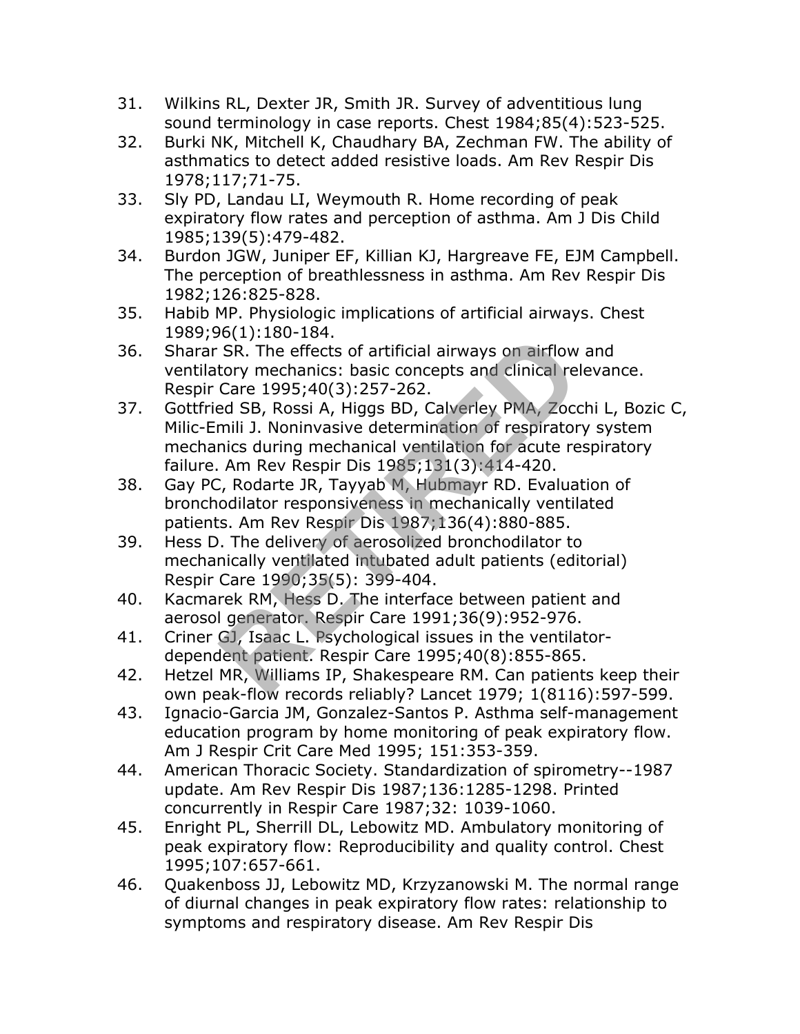31. Wilkins RL, Dexter JR, Smith JR. Survey of adventitious lung sound terminology in case reports. Chest 1984;85(4):523-525.
32. Burki NK, Mitchell K, Chaudhary BA, Zechman FW. The ability of asthmatics to detect added resistive loads. Am Rev Respir Dis 1978;117;71-75.
33. Sly PD, Landau LI, Weymouth R. Home recording of peak expiratory flow rates and perception of asthma. Am J Dis Child 1985;139(5):479-482.
34. Burdon JGW, Juniper EF, Killian KJ, Hargreave FE, EJM Campbell. The perception of breathlessness in asthma. Am Rev Respir Dis 1982;126:825-828.
35. Habib MP. Physiologic implications of artificial airways. Chest 1989;96(1):180-184.
36. Sharar SR. The effects of artificial airways on airflow and ventilatory mechanics: basic concepts and clinical relevance. Respir Care 1995;40(3):257-262.
37. Gottfried SB, Rossi A, Higgs BD, Calverley PMA, Zocchi L, Bozic C, Milic-Emili J. Noninvasive determination of respiratory system mechanics during mechanical ventilation for acute respiratory failure. Am Rev Respir Dis 1985;131(3):414-420.
38. Gay PC, Rodarte JR, Tayyab M, Hubmayr RD. Evaluation of bronchodilator responsiveness in mechanically ventilated patients. Am Rev Respir Dis 1987;136(4):880-885.
39. Hess D. The delivery of aerosolized bronchodilator to mechanically ventilated intubated adult patients (editorial) Respir Care 1990;35(5): 399-404.
40. Kacmarek RM, Hess D. The interface between patient and aerosol generator. Respir Care 1991;36(9):952-976.
41. Criner GJ, Isaac L. Psychological issues in the ventilator-dependent patient. Respir Care 1995;40(8):855-865.
42. Hetzel MR, Williams IP, Shakespeare RM. Can patients keep their own peak-flow records reliably? Lancet 1979; 1(8116):597-599.
43. Ignacio-Garcia JM, Gonzalez-Santos P. Asthma self-management education program by home monitoring of peak expiratory flow. Am J Respir Crit Care Med 1995; 151:353-359.
44. American Thoracic Society. Standardization of spirometry--1987 update. Am Rev Respir Dis 1987;136:1285-1298. Printed concurrently in Respir Care 1987;32: 1039-1060.
45. Enright PL, Sherrill DL, Lebowitz MD. Ambulatory monitoring of peak expiratory flow: Reproducibility and quality control. Chest 1995;107:657-661.
46. Quakenboss JJ, Lebowitz MD, Krzyzanowski M. The normal range of diurnal changes in peak expiratory flow rates: relationship to symptoms and respiratory disease. Am Rev Respir Dis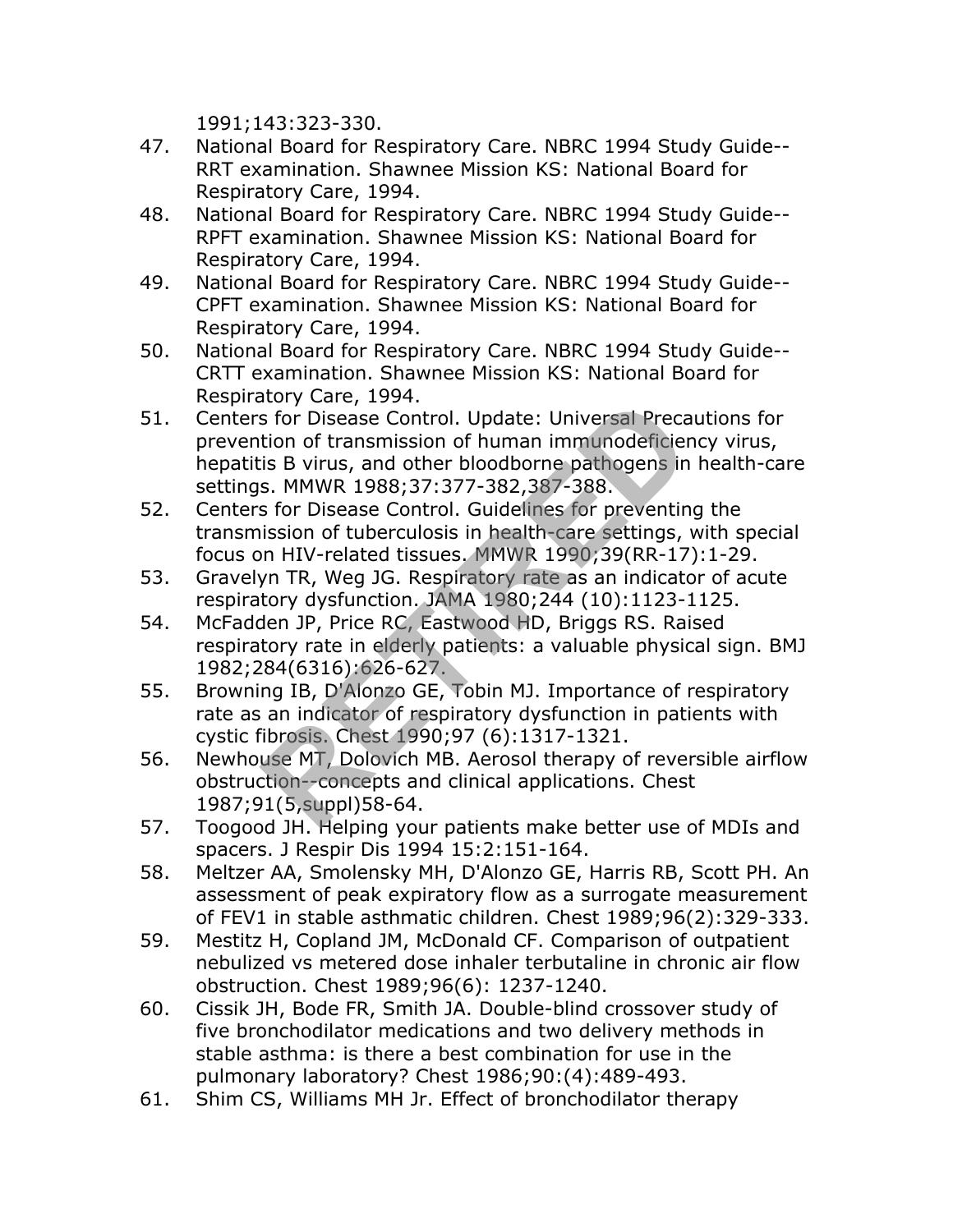1991;143:323-330.

47. National Board for Respiratory Care. NBRC 1994 Study Guide--RRT examination. Shawnee Mission KS: National Board for Respiratory Care, 1994.
48. National Board for Respiratory Care. NBRC 1994 Study Guide--RPFT examination. Shawnee Mission KS: National Board for Respiratory Care, 1994.
49. National Board for Respiratory Care. NBRC 1994 Study Guide--CPFT examination. Shawnee Mission KS: National Board for Respiratory Care, 1994.
50. National Board for Respiratory Care. NBRC 1994 Study Guide--CRTT examination. Shawnee Mission KS: National Board for Respiratory Care, 1994.
51. Centers for Disease Control. Update: Universal Precautions for prevention of transmission of human immunodeficiency virus, hepatitis B virus, and other bloodborne pathogens in health-care settings. MMWR 1988;37:377-382,387-388.
52. Centers for Disease Control. Guidelines for preventing the transmission of tuberculosis in health-care settings, with special focus on HIV-related tissues. MMWR 1990;39(RR-17):1-29.
53. Gravelyn TR, Weg JG. Respiratory rate as an indicator of acute respiratory dysfunction. JAMA 1980;244 (10):1123-1125.
54. McFadden JP, Price RC, Eastwood HD, Briggs RS. Raised respiratory rate in elderly patients: a valuable physical sign. BMJ 1982;284(6316):626-627.
55. Browning IB, D'Alonzo GE, Tobin MJ. Importance of respiratory rate as an indicator of respiratory dysfunction in patients with cystic fibrosis. Chest 1990;97 (6):1317-1321.
56. Newhouse MT, Dolovich MB. Aerosol therapy of reversible airflow obstruction--concepts and clinical applications. Chest 1987;91(5,suppl)58-64.
57. Toogood JH. Helping your patients make better use of MDIs and spacers. J Respir Dis 1994 15:2:151-164.
58. Meltzer AA, Smolensky MH, D'Alonzo GE, Harris RB, Scott PH. An assessment of peak expiratory flow as a surrogate measurement of FEV1 in stable asthmatic children. Chest 1989;96(2):329-333.
59. Mestitz H, Copland JM, McDonald CF. Comparison of outpatient nebulized vs metered dose inhaler terbutaline in chronic air flow obstruction. Chest 1989;96(6): 1237-1240.
60. Cissik JH, Bode FR, Smith JA. Double-blind crossover study of five bronchodilator medications and two delivery methods in stable asthma: is there a best combination for use in the pulmonary laboratory? Chest 1986;90:(4):489-493.
61. Shim CS, Williams MH Jr. Effect of bronchodilator therapy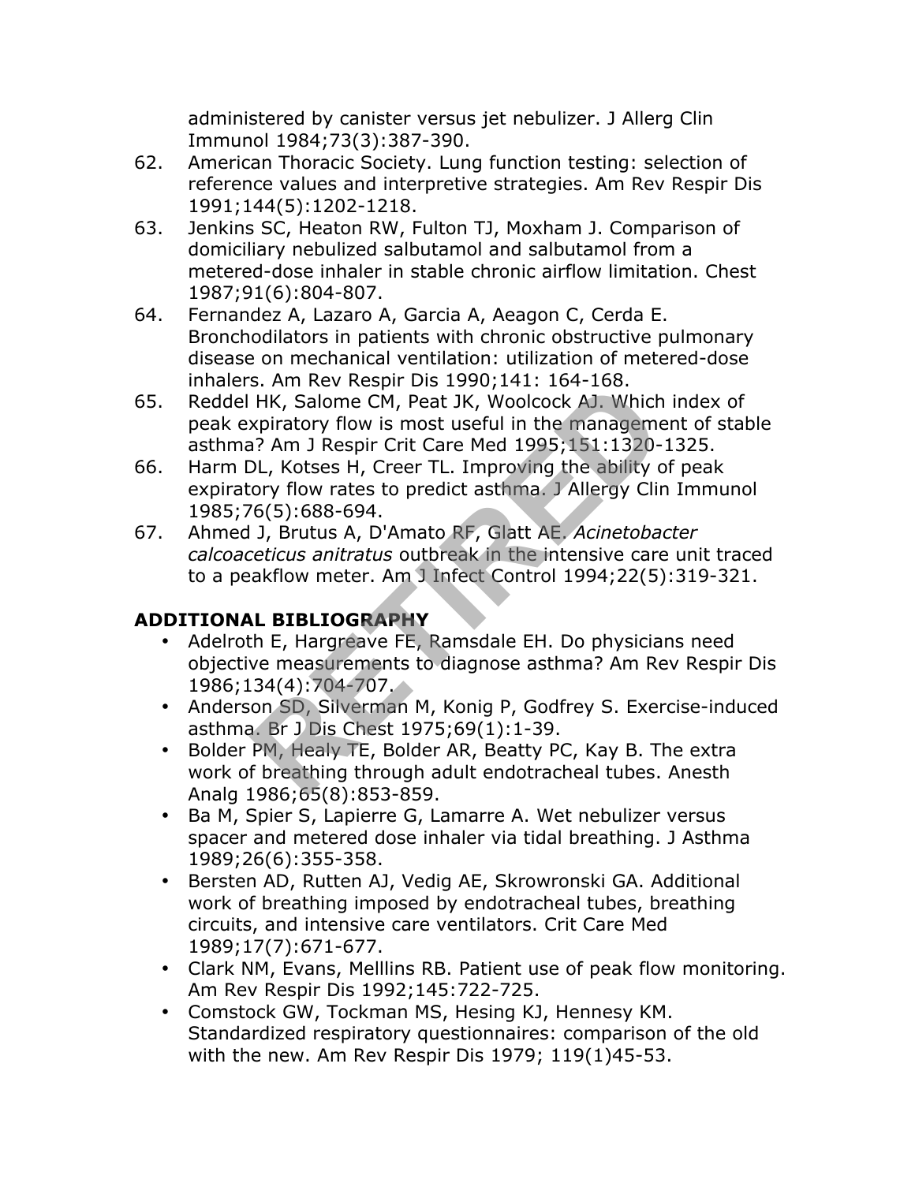administered by canister versus jet nebulizer. J Allerg Clin Immunol 1984;73(3):387-390.

62. American Thoracic Society. Lung function testing: selection of reference values and interpretive strategies. Am Rev Respir Dis 1991;144(5):1202-1218.
63. Jenkins SC, Heaton RW, Fulton TJ, Moxham J. Comparison of domiciliary nebulized salbutamol and salbutamol from a metered-dose inhaler in stable chronic airflow limitation. Chest 1987;91(6):804-807.
64. Fernandez A, Lazaro A, Garcia A, Aeagon C, Cerda E. Bronchodilators in patients with chronic obstructive pulmonary disease on mechanical ventilation: utilization of metered-dose inhalers. Am Rev Respir Dis 1990;141: 164-168.
65. Reddel HK, Salome CM, Peat JK, Woolcock AJ. Which index of peak expiratory flow is most useful in the management of stable asthma? Am J Respir Crit Care Med 1995;151:1320-1325.
66. Harm DL, Kotses H, Creer TL. Improving the ability of peak expiratory flow rates to predict asthma. J Allergy Clin Immunol 1985;76(5):688-694.
67. Ahmed J, Brutus A, D'Amato RF, Glatt AE. *Acinetobacter calcoaceticus anitratus* outbreak in the intensive care unit traced to a peakflow meter. Am J Infect Control 1994;22(5):319-321.

## ADDITIONAL BIBLIOGRAPHY

- Adelroth E, Hargreave FE, Ramsdale EH. Do physicians need objective measurements to diagnose asthma? Am Rev Respir Dis 1986;134(4):704-707.
- Anderson SD, Silverman M, Konig P, Godfrey S. Exercise-induced asthma. Br J Dis Chest 1975;69(1):1-39.
- Bolder PM, Healy TE, Bolder AR, Beatty PC, Kay B. The extra work of breathing through adult endotracheal tubes. Anesth Analg 1986;65(8):853-859.
- Ba M, Spier S, Lapierre G, Lamarre A. Wet nebulizer versus spacer and metered dose inhaler via tidal breathing. J Asthma 1989;26(6):355-358.
- Bersten AD, Rutten AJ, Vedig AE, Skrowronski GA. Additional work of breathing imposed by endotracheal tubes, breathing circuits, and intensive care ventilators. Crit Care Med 1989;17(7):671-677.
- Clark NM, Evans, Melllins RB. Patient use of peak flow monitoring. Am Rev Respir Dis 1992;145:722-725.
- Comstock GW, Tockman MS, Hesing KJ, Hennesy KM. Standardized respiratory questionnaires: comparison of the old with the new. Am Rev Respir Dis 1979; 119(1)45-53.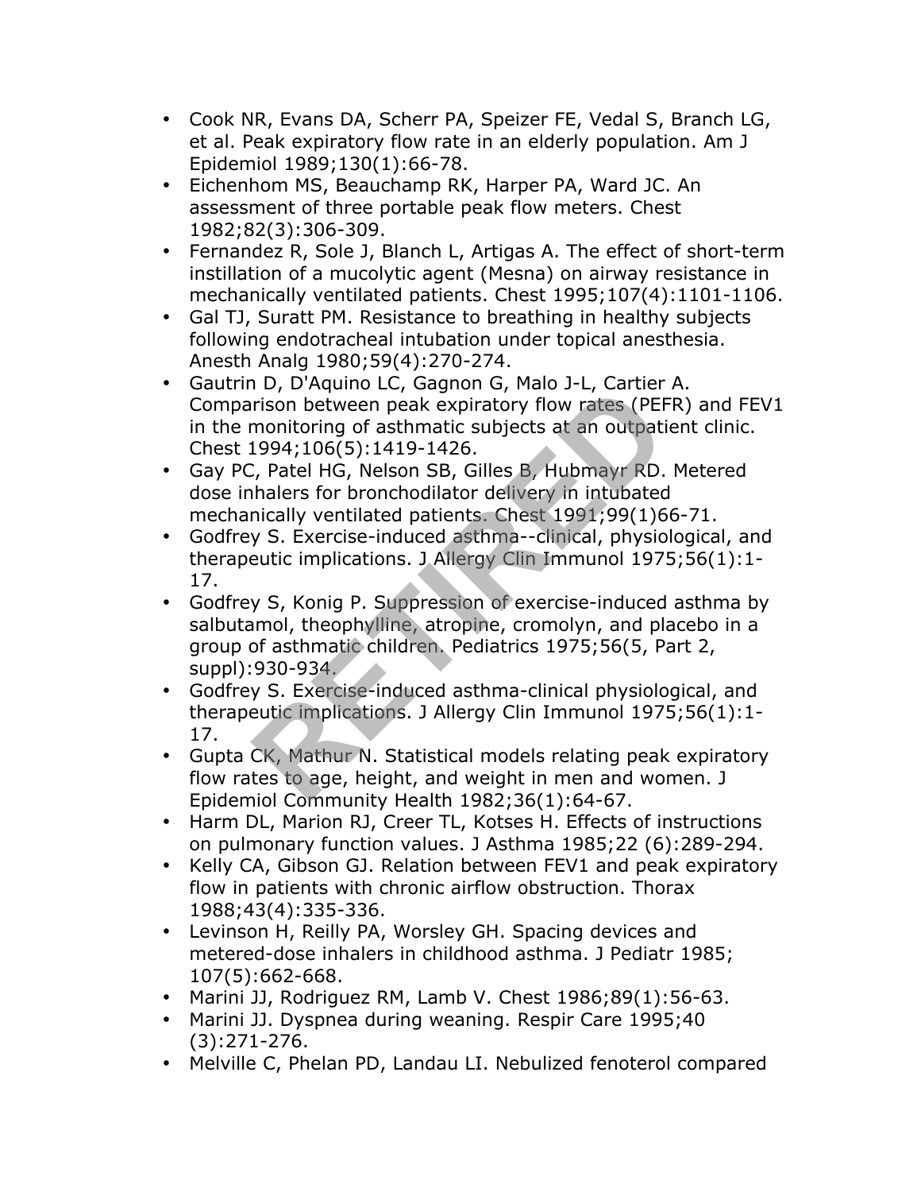- Cook NR, Evans DA, Scherr PA, Speizer FE, Vedal S, Branch LG, et al. Peak expiratory flow rate in an elderly population. Am J Epidemiol 1989;130(1):66-78.
- Eichenhom MS, Beauchamp RK, Harper PA, Ward JC. An assessment of three portable peak flow meters. Chest 1982;82(3):306-309.
- Fernandez R, Sole J, Blanch L, Artigas A. The effect of short-term instillation of a mucolytic agent (Mesna) on airway resistance in mechanically ventilated patients. Chest 1995;107(4):1101-1106.
- Gal TJ, Suratt PM. Resistance to breathing in healthy subjects following endotracheal intubation under topical anesthesia. Anesth Analg 1980;59(4):270-274.
- Gautrin D, D'Aquino LC, Gagnon G, Malo J-L, Cartier A. Comparison between peak expiratory flow rates (PEFR) and FEV1 in the monitoring of asthmatic subjects at an outpatient clinic. Chest 1994;106(5):1419-1426.
- Gay PC, Patel HG, Nelson SB, Gilles B, Hubmayr RD. Metered dose inhalers for bronchodilator delivery in intubated mechanically ventilated patients. Chest 1991;99(1)66-71.
- Godfrey S. Exercise-induced asthma--clinical, physiological, and therapeutic implications. J Allergy Clin Immunol 1975;56(1):1-17.
- Godfrey S, Konig P. Suppression of exercise-induced asthma by salbutamol, theophylline, atropine, cromolyn, and placebo in a group of asthmatic children. Pediatrics 1975;56(5, Part 2, suppl):930-934.
- Godfrey S. Exercise-induced asthma-clinical physiological, and therapeutic implications. J Allergy Clin Immunol 1975;56(1):1-17.
- Gupta CK, Mathur N. Statistical models relating peak expiratory flow rates to age, height, and weight in men and women. J Epidemiol Community Health 1982;36(1):64-67.
- Harm DL, Marion RJ, Creer TL, Kotses H. Effects of instructions on pulmonary function values. J Asthma 1985;22 (6):289-294.
- Kelly CA, Gibson GJ. Relation between FEV1 and peak expiratory flow in patients with chronic airflow obstruction. Thorax 1988;43(4):335-336.
- Levinson H, Reilly PA, Worsley GH. Spacing devices and metered-dose inhalers in childhood asthma. J Pediatr 1985; 107(5):662-668.
- Marini JJ, Rodriguez RM, Lamb V. Chest 1986;89(1):56-63.
- Marini JJ. Dyspnea during weaning. Respir Care 1995;40 (3):271-276.
- Melville C, Phelan PD, Landau LI. Nebulized fenoterol compared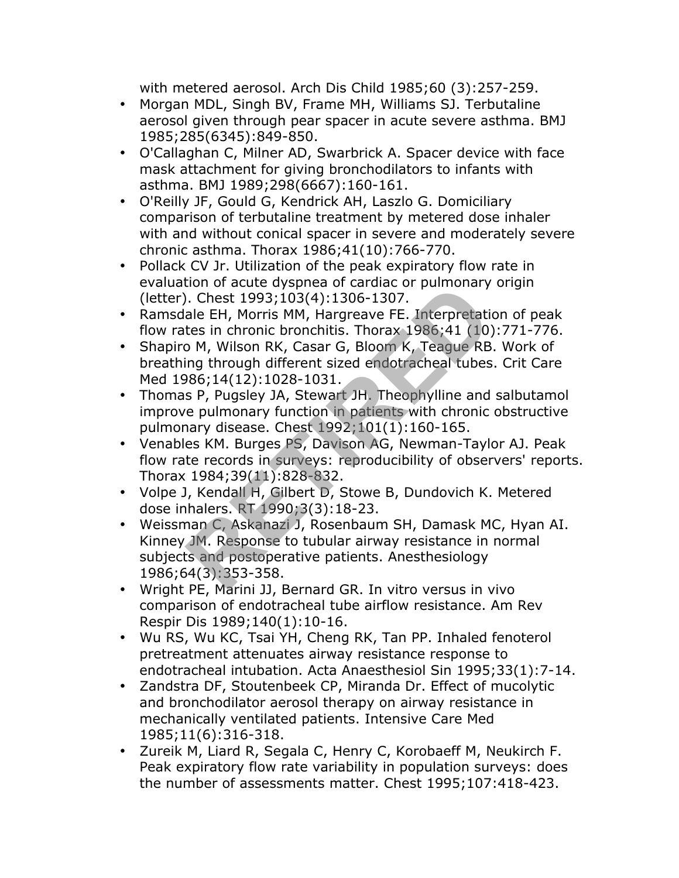with metered aerosol. Arch Dis Child 1985;60 (3):257-259.

- Morgan MDL, Singh BV, Frame MH, Williams SJ. Terbutaline aerosol given through pear spacer in acute severe asthma. BMJ 1985;285(6345):849-850.
- O'Callaghan C, Milner AD, Swarbrick A. Spacer device with face mask attachment for giving bronchodilators to infants with asthma. BMJ 1989;298(6667):160-161.
- O'Reilly JF, Gould G, Kendrick AH, Laszlo G. Domiciliary comparison of terbutaline treatment by metered dose inhaler with and without conical spacer in severe and moderately severe chronic asthma. Thorax 1986;41(10):766-770.
- Pollack CV Jr. Utilization of the peak expiratory flow rate in evaluation of acute dyspnea of cardiac or pulmonary origin (letter). Chest 1993;103(4):1306-1307.
- Ramsdale EH, Morris MM, Hargreave FE. Interpretation of peak flow rates in chronic bronchitis. Thorax 1986;41 (10):771-776.
- Shapiro M, Wilson RK, Casar G, Bloom K, Teague RB. Work of breathing through different sized endotracheal tubes. Crit Care Med 1986;14(12):1028-1031.
- Thomas P, Pugsley JA, Stewart JH. Theophylline and salbutamol improve pulmonary function in patients with chronic obstructive pulmonary disease. Chest 1992;101(1):160-165.
- Venables KM. Burges PS, Davison AG, Newman-Taylor AJ. Peak flow rate records in surveys: reproducibility of observers' reports. Thorax 1984;39(11):828-832.
- Volpe J, Kendall H, Gilbert D, Stowe B, Dundovich K. Metered dose inhalers. RT 1990;3(3):18-23.
- Weissman C, Askanazi J, Rosenbaum SH, Damask MC, Hyan AI. Kinney JM. Response to tubular airway resistance in normal subjects and postoperative patients. Anesthesiology 1986;64(3):353-358.
- Wright PE, Marini JJ, Bernard GR. In vitro versus in vivo comparison of endotracheal tube airflow resistance. Am Rev Respir Dis 1989;140(1):10-16.
- Wu RS, Wu KC, Tsai YH, Cheng RK, Tan PP. Inhaled fenoterol pretreatment attenuates airway resistance response to endotracheal intubation. Acta Anaesthesiol Sin 1995;33(1):7-14.
- Zandstra DF, Stoutenbeek CP, Miranda Dr. Effect of mucolytic and bronchodilator aerosol therapy on airway resistance in mechanically ventilated patients. Intensive Care Med 1985;11(6):316-318.
- Zureik M, Liard R, Segala C, Henry C, Korobaeff M, Neukirch F. Peak expiratory flow rate variability in population surveys: does the number of assessments matter. Chest 1995;107:418-423.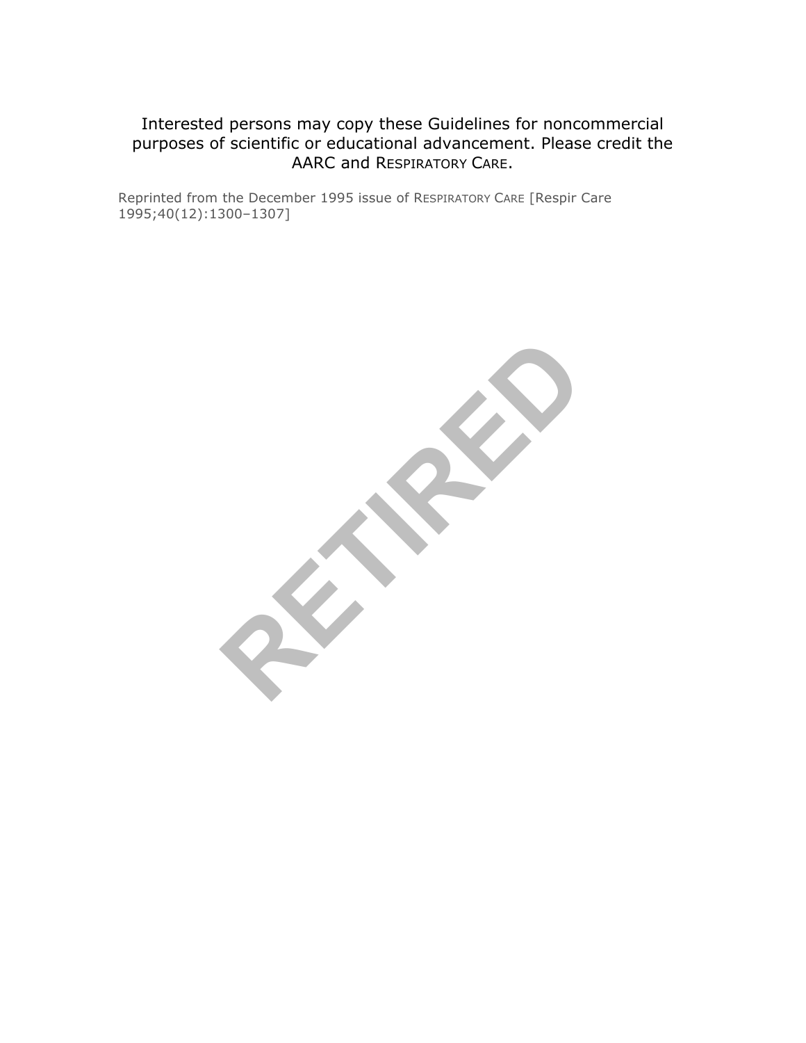Interested persons may copy these Guidelines for noncommercial purposes of scientific or educational advancement. Please credit the AARC and RESPIRATORY CARE.

Reprinted from the December 1995 issue of RESPIRATORY CARE [Respir Care 1995;40(12):1300–1307]

RETIRED